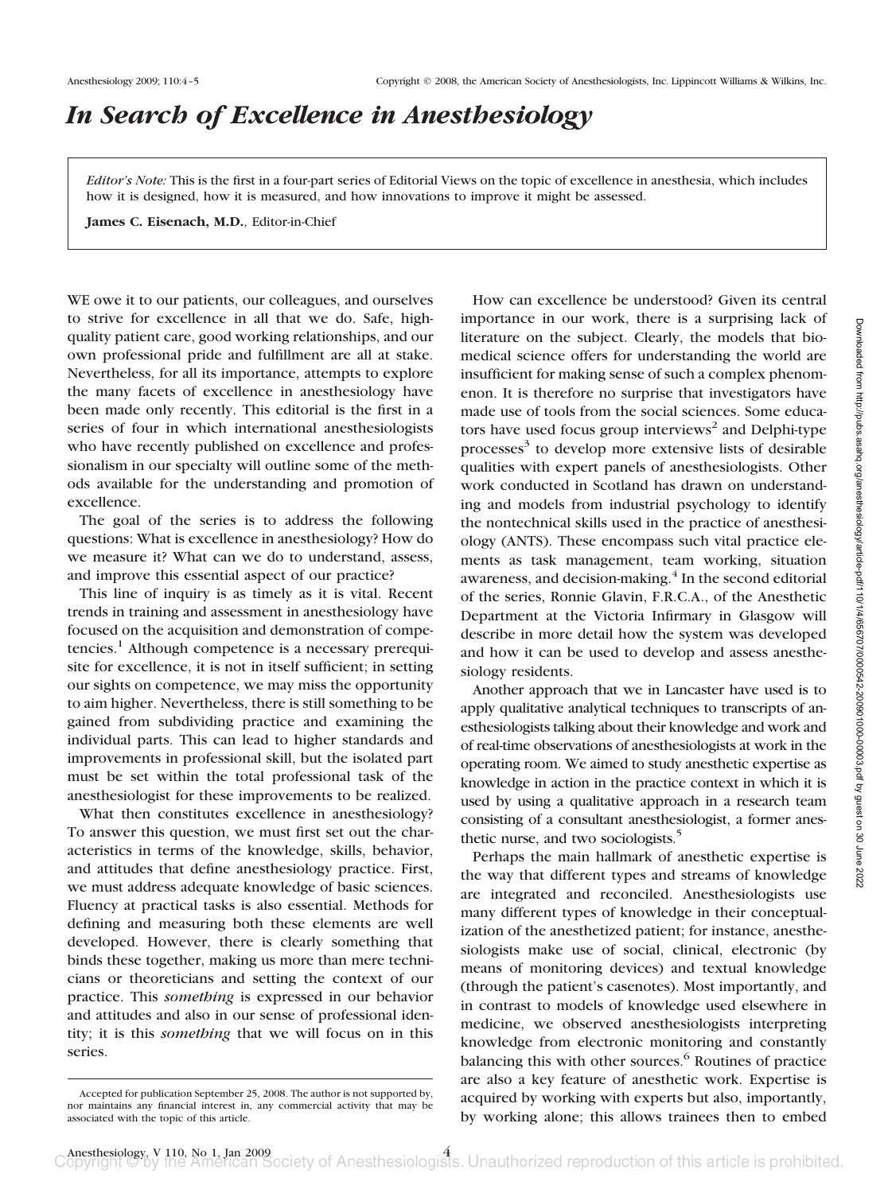# In Search of Excellence in Anesthesiology

*Editor's Note:* This is the first in a four-part series of Editorial Views on the topic of excellence in anesthesia, which includes how it is designed, how it is measured, and how innovations to improve it might be assessed.

**James C. Eisenach, M.D.**, Editor-in-Chief

WE owe it to our patients, our colleagues, and ourselves to strive for excellence in all that we do. Safe, high-quality patient care, good working relationships, and our own professional pride and fulfillment are all at stake. Nevertheless, for all its importance, attempts to explore the many facets of excellence in anesthesiology have been made only recently. This editorial is the first in a series of four in which international anesthesiologists who have recently published on excellence and professionalism in our specialty will outline some of the methods available for the understanding and promotion of excellence.

The goal of the series is to address the following questions: What is excellence in anesthesiology? How do we measure it? What can we do to understand, assess, and improve this essential aspect of our practice?

This line of inquiry is as timely as it is vital. Recent trends in training and assessment in anesthesiology have focused on the acquisition and demonstration of competencies.[1] Although competence is a necessary prerequisite for excellence, it is not in itself sufficient; in setting our sights on competence, we may miss the opportunity to aim higher. Nevertheless, there is still something to be gained from subdividing practice and examining the individual parts. This can lead to higher standards and improvements in professional skill, but the isolated part must be set within the total professional task of the anesthesiologist for these improvements to be realized.

What then constitutes excellence in anesthesiology? To answer this question, we must first set out the characteristics in terms of the knowledge, skills, behavior, and attitudes that define anesthesiology practice. First, we must address adequate knowledge of basic sciences. Fluency at practical tasks is also essential. Methods for defining and measuring both these elements are well developed. However, there is clearly something that binds these together, making us more than mere technicians or theoreticians and setting the context of our practice. This *something* is expressed in our behavior and attitudes and also in our sense of professional identity; it is this *something* that we will focus on in this series.

How can excellence be understood? Given its central importance in our work, there is a surprising lack of literature on the subject. Clearly, the models that biomedical science offers for understanding the world are insufficient for making sense of such a complex phenomenon. It is therefore no surprise that investigators have made use of tools from the social sciences. Some educators have used focus group interviews[2] and Delphi-type processes[3] to develop more extensive lists of desirable qualities with expert panels of anesthesiologists. Other work conducted in Scotland has drawn on understanding and models from industrial psychology to identify the nontechnical skills used in the practice of anesthesiology (ANTS). These encompass such vital practice elements as task management, team working, situation awareness, and decision-making.[4] In the second editorial of the series, Ronnie Glavin, F.R.C.A., of the Anesthetic Department at the Victoria Infirmary in Glasgow will describe in more detail how the system was developed and how it can be used to develop and assess anesthesiology residents.

Another approach that we in Lancaster have used is to apply qualitative analytical techniques to transcripts of anesthesiologists talking about their knowledge and work and of real-time observations of anesthesiologists at work in the operating room. We aimed to study anesthetic expertise as knowledge in action in the practice context in which it is used by using a qualitative approach in a research team consisting of a consultant anesthesiologist, a former anesthetic nurse, and two sociologists.[5]

Perhaps the main hallmark of anesthetic expertise is the way that different types and streams of knowledge are integrated and reconciled. Anesthesiologists use many different types of knowledge in their conceptualization of the anesthetized patient; for instance, anesthesiologists make use of social, clinical, electronic (by means of monitoring devices) and textual knowledge (through the patient's casenotes). Most importantly, and in contrast to models of knowledge used elsewhere in medicine, we observed anesthesiologists interpreting knowledge from electronic monitoring and constantly balancing this with other sources.[6] Routines of practice are also a key feature of anesthetic work. Expertise is acquired by working with experts but also, importantly, by working alone; this allows trainees then to embed

Accepted for publication September 25, 2008. The author is not supported by, nor maintains any financial interest in, any commercial activity that may be associated with the topic of this article.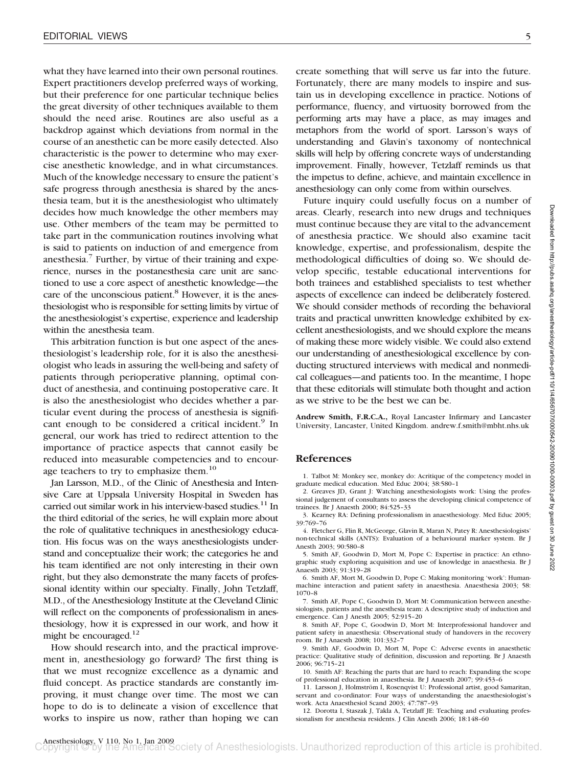what they have learned into their own personal routines. Expert practitioners develop preferred ways of working, but their preference for one particular technique belies the great diversity of other techniques available to them should the need arise. Routines are also useful as a backdrop against which deviations from normal in the course of an anesthetic can be more easily detected. Also characteristic is the power to determine who may exercise anesthetic knowledge, and in what circumstances. Much of the knowledge necessary to ensure the patient's safe progress through anesthesia is shared by the anesthesia team, but it is the anesthesiologist who ultimately decides how much knowledge the other members may use. Other members of the team may be permitted to take part in the communication routines involving what is said to patients on induction of and emergence from anesthesia.[7] Further, by virtue of their training and experience, nurses in the postanesthesia care unit are sanctioned to use a core aspect of anesthetic knowledge—the care of the unconscious patient.[8] However, it is the anesthesiologist who is responsible for setting limits by virtue of the anesthesiologist's expertise, experience and leadership within the anesthesia team.

This arbitration function is but one aspect of the anesthesiologist's leadership role, for it is also the anesthesiologist who leads in assuring the well-being and safety of patients through perioperative planning, optimal conduct of anesthesia, and continuing postoperative care. It is also the anesthesiologist who decides whether a particular event during the process of anesthesia is significant enough to be considered a critical incident.[9] In general, our work has tried to redirect attention to the importance of practice aspects that cannot easily be reduced into measurable competencies and to encourage teachers to try to emphasize them.[10]

Jan Larsson, M.D., of the Clinic of Anesthesia and Intensive Care at Uppsala University Hospital in Sweden has carried out similar work in his interview-based studies.[11] In the third editorial of the series, he will explain more about the role of qualitative techniques in anesthesiology education. His focus was on the ways anesthesiologists understand and conceptualize their work; the categories he and his team identified are not only interesting in their own right, but they also demonstrate the many facets of professional identity within our specialty. Finally, John Tetzlaff, M.D., of the Anesthesiology Institute at the Cleveland Clinic will reflect on the components of professionalism in anesthesiology, how it is expressed in our work, and how it might be encouraged.[12]

How should research into, and the practical improvement in, anesthesiology go forward? The first thing is that we must recognize excellence as a dynamic and fluid concept. As practice standards are constantly improving, it must change over time. The most we can hope to do is to delineate a vision of excellence that works to inspire us now, rather than hoping we can create something that will serve us far into the future. Fortunately, there are many models to inspire and sustain us in developing excellence in practice. Notions of performance, fluency, and virtuosity borrowed from the performing arts may have a place, as may images and metaphors from the world of sport. Larsson's ways of understanding and Glavin's taxonomy of nontechnical skills will help by offering concrete ways of understanding improvement. Finally, however, Tetzlaff reminds us that the impetus to define, achieve, and maintain excellence in anesthesiology can only come from within ourselves.

Future inquiry could usefully focus on a number of areas. Clearly, research into new drugs and techniques must continue because they are vital to the advancement of anesthesia practice. We should also examine tacit knowledge, expertise, and professionalism, despite the methodological difficulties of doing so. We should develop specific, testable educational interventions for both trainees and established specialists to test whether aspects of excellence can indeed be deliberately fostered. We should consider methods of recording the behavioral traits and practical unwritten knowledge exhibited by excellent anesthesiologists, and we should explore the means of making these more widely visible. We could also extend our understanding of anesthesiological excellence by conducting structured interviews with medical and nonmedical colleagues—and patients too. In the meantime, I hope that these editorials will stimulate both thought and action as we strive to be the best we can be.

**Andrew Smith, F.R.C.A.,** Royal Lancaster Infirmary and Lancaster University, Lancaster, United Kingdom. andrew.f.smith@mbht.nhs.uk

## References

1. Talbot M: Monkey see, monkey do: Acritique of the competency model in graduate medical education. Med Educ 2004; 38:580–1
2. Greaves JD, Grant J: Watching anesthesiologists work: Using the professional judgement of consultants to assess the developing clinical competence of trainees. Br J Anaesth 2000; 84:525–33
3. Kearney RA: Defining professionalism in anaesthesiology. Med Educ 2005; 39:769–76
4. Fletcher G, Flin R, McGeorge, Glavin R, Maran N, Patey R: Anesthesiologists' non-technical skills (ANTS): Evaluation of a behavioural marker system. Br J Anesth 2003; 90:580–8
5. Smith AF, Goodwin D, Mort M, Pope C: Expertise in practice: An ethnographic study exploring acquisition and use of knowledge in anaesthesia. Br J Anaesth 2003; 91:319–28
6. Smith AF, Mort M, Goodwin D, Pope C: Making monitoring 'work': Human-machine interaction and patient safety in anaesthesia. Anaesthesia 2003; 58: 1070–8
7. Smith AF, Pope C, Goodwin D, Mort M: Communication between anesthesiologists, patients and the anesthesia team: A descriptive study of induction and emergence. Can J Anesth 2005; 52:915–20
8. Smith AF, Pope C, Goodwin D, Mort M: Interprofessional handover and patient safety in anaesthesia: Observational study of handovers in the recovery room. Br J Anaesth 2008; 101:332–7
9. Smith AF, Goodwin D, Mort M, Pope C: Adverse events in anaesthetic practice: Qualitative study of definition, discussion and reporting. Br J Anaesth 2006; 96:715–21
10. Smith AF: Reaching the parts that are hard to reach: Expanding the scope of professional education in anaesthesia. Br J Anaesth 2007; 99:453–6
11. Larsson J, Holmström I, Rosenqvist U: Professional artist, good Samaritan, servant and co-ordinator: Four ways of understanding the anaesthesiologist's work. Acta Anaesthesiol Scand 2003; 47:787–93
12. Dorotta I, Staszak J, Takla A, Tetzlaff JE: Teaching and evaluating professionalism for anesthesia residents. J Clin Anesth 2006; 18:148–60